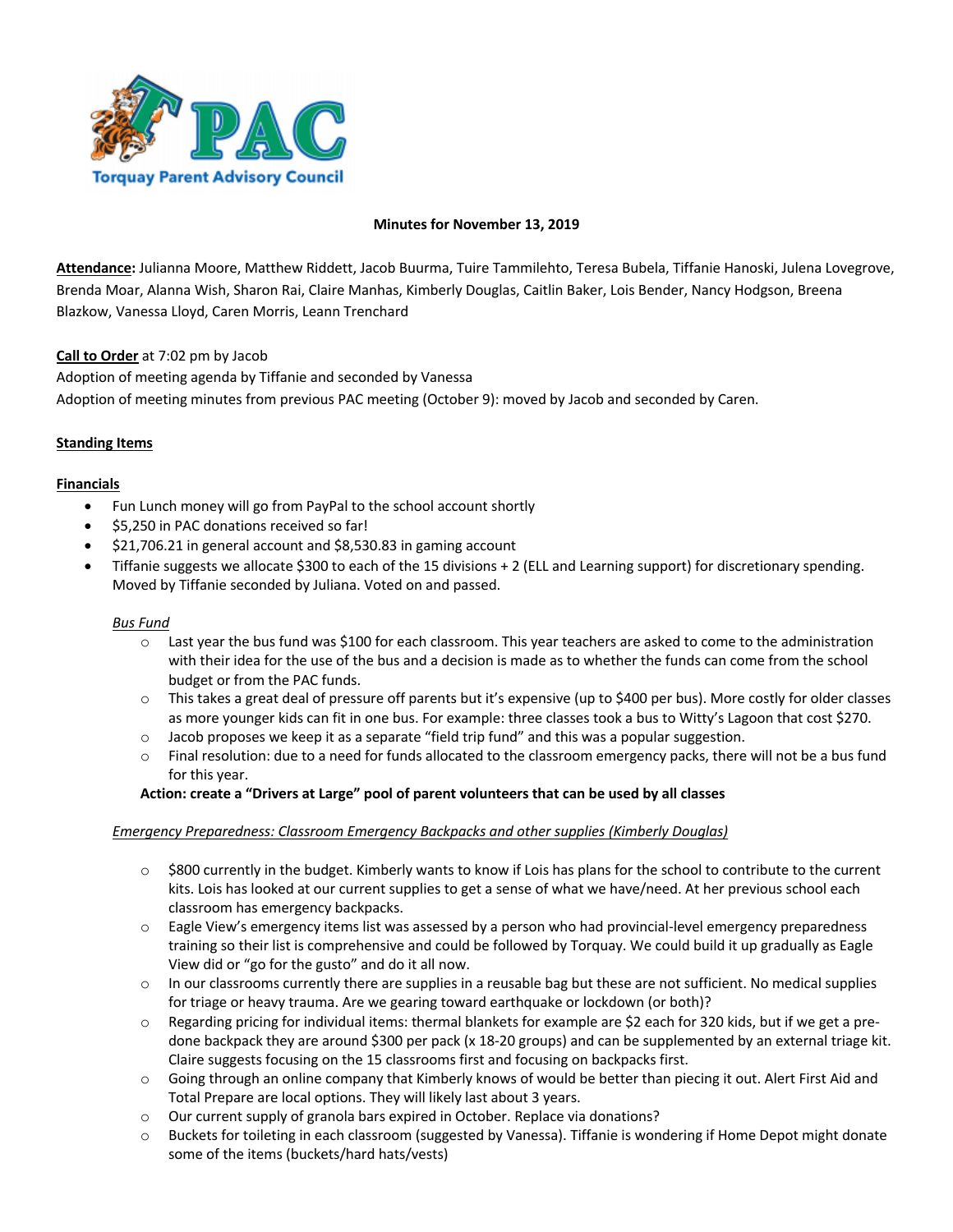**Torquay Parent Advisory Council**

**Minutes for November 13, 2019**

**Attendance:** Julianna Moore, Matthew Riddett, Jacob Buurma, Tuire Tammilehto, Teresa Bubela, Tiffanie Hanoski, Julena Lovegrove, Brenda Moar, Alanna Wish, Sharon Rai, Claire Manhas, Kimberly Douglas, Caitlin Baker, Lois Bender, Nancy Hodgson, Breena Blazkow, Vanessa Lloyd, Caren Morris, Leann Trenchard

**Call to Order** at 7:02 pm by Jacob

Adoption of meeting agenda by Tiffanie and seconded by Vanessa

Adoption of meeting minutes from previous PAC meeting (October 9): moved by Jacob and seconded by Caren.

**Standing Items**

**Financials**

- Fun Lunch money will go from PayPal to the school account shortly
- $5,250 in PAC donations received so far!
- $21,706.21 in general account and $8,530.83 in gaming account
- Tiffanie suggests we allocate $300 to each of the 15 divisions + 2 (ELL and Learning support) for discretionary spending. Moved by Tiffanie seconded by Juliana. Voted on and passed.

*Bus Fund*

- Last year the bus fund was $100 for each classroom. This year teachers are asked to come to the administration with their idea for the use of the bus and a decision is made as to whether the funds can come from the school budget or from the PAC funds.
- This takes a great deal of pressure off parents but it's expensive (up to $400 per bus). More costly for older classes as more younger kids can fit in one bus. For example: three classes took a bus to Witty's Lagoon that cost $270.
- Jacob proposes we keep it as a separate "field trip fund" and this was a popular suggestion.
- Final resolution: due to a need for funds allocated to the classroom emergency packs, there will not be a bus fund for this year.

**Action: create a "Drivers at Large" pool of parent volunteers that can be used by all classes**

*Emergency Preparedness: Classroom Emergency Backpacks and other supplies (Kimberly Douglas)*

- $800 currently in the budget. Kimberly wants to know if Lois has plans for the school to contribute to the current kits. Lois has looked at our current supplies to get a sense of what we have/need. At her previous school each classroom has emergency backpacks.
- Eagle View's emergency items list was assessed by a person who had provincial-level emergency preparedness training so their list is comprehensive and could be followed by Torquay. We could build it up gradually as Eagle View did or "go for the gusto" and do it all now.
- In our classrooms currently there are supplies in a reusable bag but these are not sufficient. No medical supplies for triage or heavy trauma. Are we gearing toward earthquake or lockdown (or both)?
- Regarding pricing for individual items: thermal blankets for example are $2 each for 320 kids, but if we get a pre-done backpack they are around $300 per pack (x 18-20 groups) and can be supplemented by an external triage kit. Claire suggests focusing on the 15 classrooms first and focusing on backpacks first.
- Going through an online company that Kimberly knows of would be better than piecing it out. Alert First Aid and Total Prepare are local options. They will likely last about 3 years.
- Our current supply of granola bars expired in October. Replace via donations?
- Buckets for toileting in each classroom (suggested by Vanessa). Tiffanie is wondering if Home Depot might donate some of the items (buckets/hard hats/vests)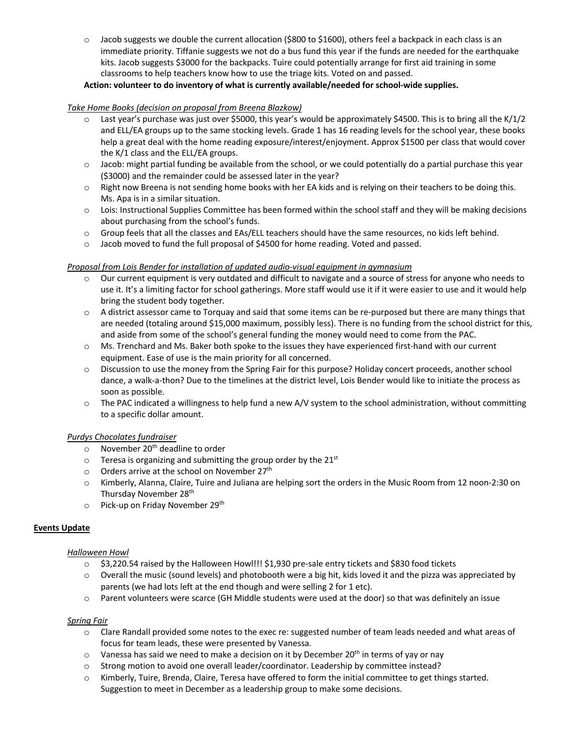- Jacob suggests we double the current allocation ($800 to $1600), others feel a backpack in each class is an immediate priority. Tiffanie suggests we not do a bus fund this year if the funds are needed for the earthquake kits. Jacob suggests $3000 for the backpacks. Tuire could potentially arrange for first aid training in some classrooms to help teachers know how to use the triage kits. Voted on and passed.

**Action: volunteer to do inventory of what is currently available/needed for school-wide supplies.**

*Take Home Books (decision on proposal from Breena Blazkow)*

- Last year's purchase was just over $5000, this year's would be approximately $4500. This is to bring all the K/1/2 and ELL/EA groups up to the same stocking levels. Grade 1 has 16 reading levels for the school year, these books help a great deal with the home reading exposure/interest/enjoyment. Approx $1500 per class that would cover the K/1 class and the ELL/EA groups.
- Jacob: might partial funding be available from the school, or we could potentially do a partial purchase this year ($3000) and the remainder could be assessed later in the year?
- Right now Breena is not sending home books with her EA kids and is relying on their teachers to be doing this. Ms. Apa is in a similar situation.
- Lois: Instructional Supplies Committee has been formed within the school staff and they will be making decisions about purchasing from the school's funds.
- Group feels that all the classes and EAs/ELL teachers should have the same resources, no kids left behind.
- Jacob moved to fund the full proposal of $4500 for home reading. Voted and passed.

*Proposal from Lois Bender for installation of updated audio-visual equipment in gymnasium*

- Our current equipment is very outdated and difficult to navigate and a source of stress for anyone who needs to use it. It's a limiting factor for school gatherings. More staff would use it if it were easier to use and it would help bring the student body together.
- A district assessor came to Torquay and said that some items can be re-purposed but there are many things that are needed (totaling around $15,000 maximum, possibly less). There is no funding from the school district for this, and aside from some of the school's general funding the money would need to come from the PAC.
- Ms. Trenchard and Ms. Baker both spoke to the issues they have experienced first-hand with our current equipment. Ease of use is the main priority for all concerned.
- Discussion to use the money from the Spring Fair for this purpose? Holiday concert proceeds, another school dance, a walk-a-thon? Due to the timelines at the district level, Lois Bender would like to initiate the process as soon as possible.
- The PAC indicated a willingness to help fund a new A/V system to the school administration, without committing to a specific dollar amount.

*Purdys Chocolates fundraiser*

- November 20th deadline to order
- Teresa is organizing and submitting the group order by the 21st
- Orders arrive at the school on November 27th
- Kimberly, Alanna, Claire, Tuire and Juliana are helping sort the orders in the Music Room from 12 noon-2:30 on Thursday November 28th
- Pick-up on Friday November 29th

## Events Update

*Halloween Howl*

- $3,220.54 raised by the Halloween Howl!!! $1,930 pre-sale entry tickets and $830 food tickets
- Overall the music (sound levels) and photobooth were a big hit, kids loved it and the pizza was appreciated by parents (we had lots left at the end though and were selling 2 for 1 etc).
- Parent volunteers were scarce (GH Middle students were used at the door) so that was definitely an issue

*Spring Fair*

- Clare Randall provided some notes to the exec re: suggested number of team leads needed and what areas of focus for team leads, these were presented by Vanessa.
- Vanessa has said we need to make a decision on it by December 20th in terms of yay or nay
- Strong motion to avoid one overall leader/coordinator. Leadership by committee instead?
- Kimberly, Tuire, Brenda, Claire, Teresa have offered to form the initial committee to get things started. Suggestion to meet in December as a leadership group to make some decisions.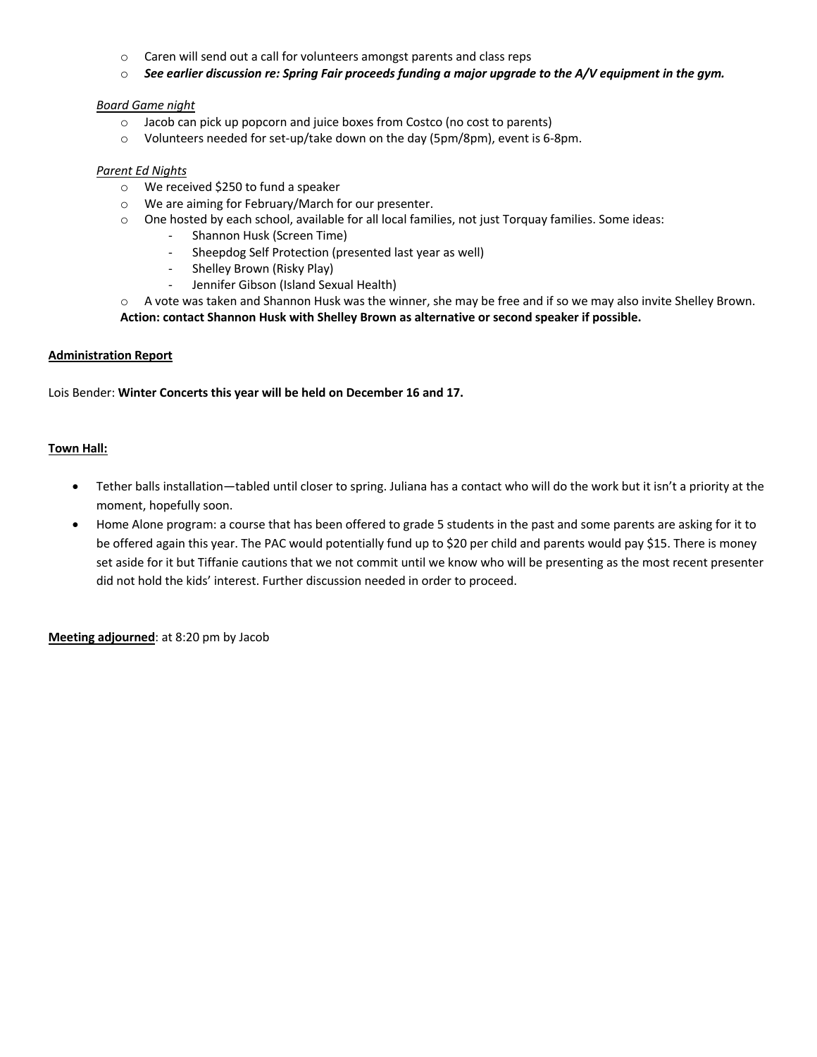- Caren will send out a call for volunteers amongst parents and class reps
  - ***See earlier discussion re: Spring Fair proceeds funding a major upgrade to the A/V equipment in the gym.***

*Board Game night*

- Jacob can pick up popcorn and juice boxes from Costco (no cost to parents)
- Volunteers needed for set-up/take down on the day (5pm/8pm), event is 6-8pm.

*Parent Ed Nights*

- We received $250 to fund a speaker
- We are aiming for February/March for our presenter.
- One hosted by each school, available for all local families, not just Torquay families. Some ideas:
  - Shannon Husk (Screen Time)
  - Sheepdog Self Protection (presented last year as well)
  - Shelley Brown (Risky Play)
  - Jennifer Gibson (Island Sexual Health)
- A vote was taken and Shannon Husk was the winner, she may be free and if so we may also invite Shelley Brown.

**Action: contact Shannon Husk with Shelley Brown as alternative or second speaker if possible.**

**Administration Report**

Lois Bender: **Winter Concerts this year will be held on December 16 and 17.**

**Town Hall:**

- Tether balls installation—tabled until closer to spring. Juliana has a contact who will do the work but it isn't a priority at the moment, hopefully soon.
- Home Alone program: a course that has been offered to grade 5 students in the past and some parents are asking for it to be offered again this year. The PAC would potentially fund up to $20 per child and parents would pay $15. There is money set aside for it but Tiffanie cautions that we not commit until we know who will be presenting as the most recent presenter did not hold the kids' interest. Further discussion needed in order to proceed.

**Meeting adjourned**: at 8:20 pm by Jacob